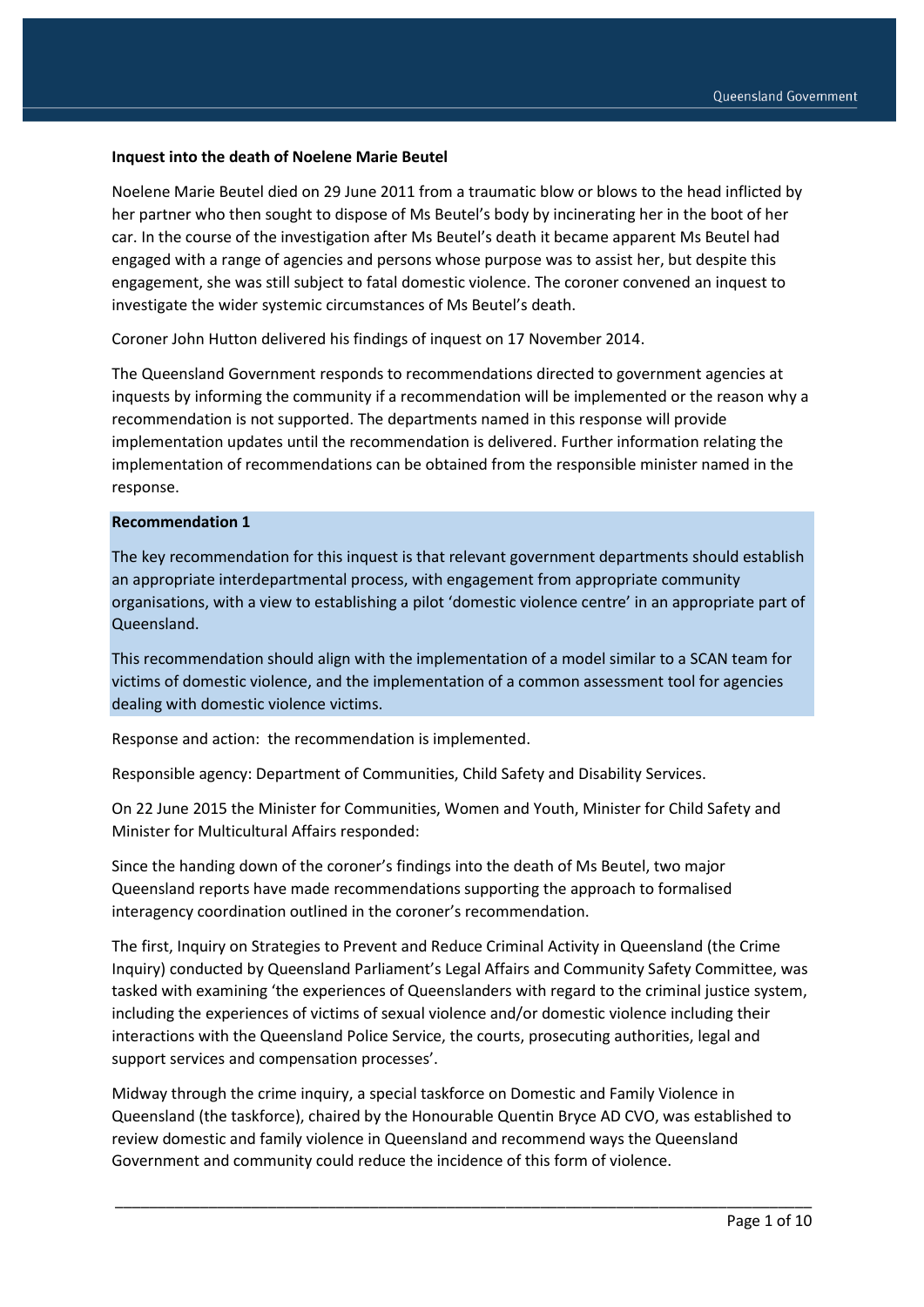**Inquest into the death of Noelene Marie Beutel**

Noelene Marie Beutel died on 29 June 2011 from a traumatic blow or blows to the head inflicted by her partner who then sought to dispose of Ms Beutel's body by incinerating her in the boot of her car. In the course of the investigation after Ms Beutel's death it became apparent Ms Beutel had engaged with a range of agencies and persons whose purpose was to assist her, but despite this engagement, she was still subject to fatal domestic violence. The coroner convened an inquest to investigate the wider systemic circumstances of Ms Beutel's death.

Coroner John Hutton delivered his findings of inquest on 17 November 2014.

The Queensland Government responds to recommendations directed to government agencies at inquests by informing the community if a recommendation will be implemented or the reason why a recommendation is not supported. The departments named in this response will provide implementation updates until the recommendation is delivered. Further information relating the implementation of recommendations can be obtained from the responsible minister named in the response.

**Recommendation 1**

The key recommendation for this inquest is that relevant government departments should establish an appropriate interdepartmental process, with engagement from appropriate community organisations, with a view to establishing a pilot 'domestic violence centre' in an appropriate part of Queensland.

This recommendation should align with the implementation of a model similar to a SCAN team for victims of domestic violence, and the implementation of a common assessment tool for agencies dealing with domestic violence victims.

Response and action: the recommendation is implemented.

Responsible agency: Department of Communities, Child Safety and Disability Services.

On 22 June 2015 the Minister for Communities, Women and Youth, Minister for Child Safety and Minister for Multicultural Affairs responded:

Since the handing down of the coroner's findings into the death of Ms Beutel, two major Queensland reports have made recommendations supporting the approach to formalised interagency coordination outlined in the coroner's recommendation.

The first, Inquiry on Strategies to Prevent and Reduce Criminal Activity in Queensland (the Crime Inquiry) conducted by Queensland Parliament's Legal Affairs and Community Safety Committee, was tasked with examining 'the experiences of Queenslanders with regard to the criminal justice system, including the experiences of victims of sexual violence and/or domestic violence including their interactions with the Queensland Police Service, the courts, prosecuting authorities, legal and support services and compensation processes'.

Midway through the crime inquiry, a special taskforce on Domestic and Family Violence in Queensland (the taskforce), chaired by the Honourable Quentin Bryce AD CVO, was established to review domestic and family violence in Queensland and recommend ways the Queensland Government and community could reduce the incidence of this form of violence.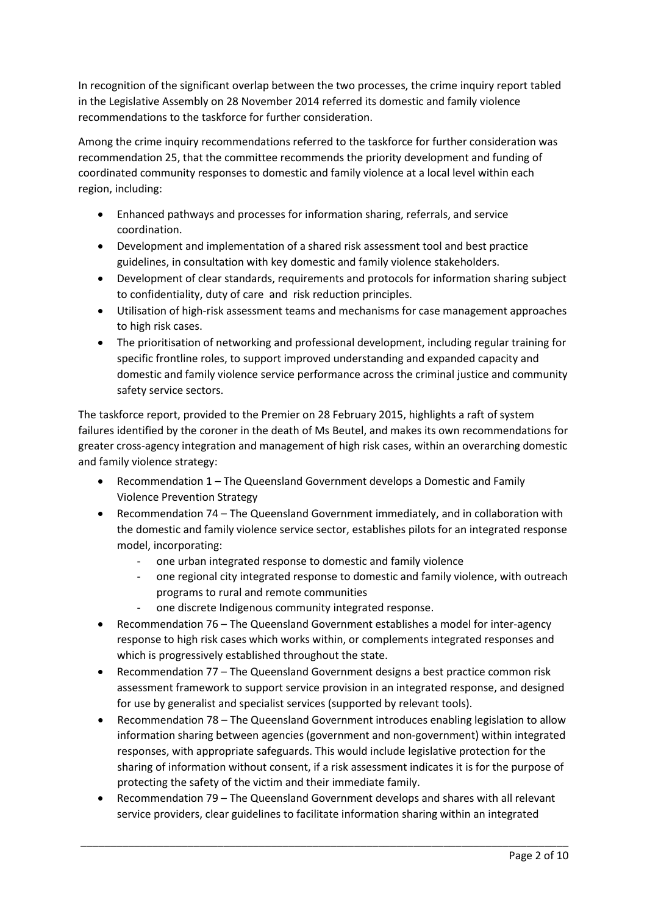In recognition of the significant overlap between the two processes, the crime inquiry report tabled in the Legislative Assembly on 28 November 2014 referred its domestic and family violence recommendations to the taskforce for further consideration.

Among the crime inquiry recommendations referred to the taskforce for further consideration was recommendation 25, that the committee recommends the priority development and funding of coordinated community responses to domestic and family violence at a local level within each region, including:

- Enhanced pathways and processes for information sharing, referrals, and service coordination.
- Development and implementation of a shared risk assessment tool and best practice guidelines, in consultation with key domestic and family violence stakeholders.
- Development of clear standards, requirements and protocols for information sharing subject to confidentiality, duty of care and risk reduction principles.
- Utilisation of high-risk assessment teams and mechanisms for case management approaches to high risk cases.
- The prioritisation of networking and professional development, including regular training for specific frontline roles, to support improved understanding and expanded capacity and domestic and family violence service performance across the criminal justice and community safety service sectors.

The taskforce report, provided to the Premier on 28 February 2015, highlights a raft of system failures identified by the coroner in the death of Ms Beutel, and makes its own recommendations for greater cross-agency integration and management of high risk cases, within an overarching domestic and family violence strategy:

- Recommendation 1 – The Queensland Government develops a Domestic and Family Violence Prevention Strategy
- Recommendation 74 – The Queensland Government immediately, and in collaboration with the domestic and family violence service sector, establishes pilots for an integrated response model, incorporating:
  - one urban integrated response to domestic and family violence
  - one regional city integrated response to domestic and family violence, with outreach programs to rural and remote communities
  - one discrete Indigenous community integrated response.
- Recommendation 76 – The Queensland Government establishes a model for inter-agency response to high risk cases which works within, or complements integrated responses and which is progressively established throughout the state.
- Recommendation 77 – The Queensland Government designs a best practice common risk assessment framework to support service provision in an integrated response, and designed for use by generalist and specialist services (supported by relevant tools).
- Recommendation 78 – The Queensland Government introduces enabling legislation to allow information sharing between agencies (government and non-government) within integrated responses, with appropriate safeguards. This would include legislative protection for the sharing of information without consent, if a risk assessment indicates it is for the purpose of protecting the safety of the victim and their immediate family.
- Recommendation 79 – The Queensland Government develops and shares with all relevant service providers, clear guidelines to facilitate information sharing within an integrated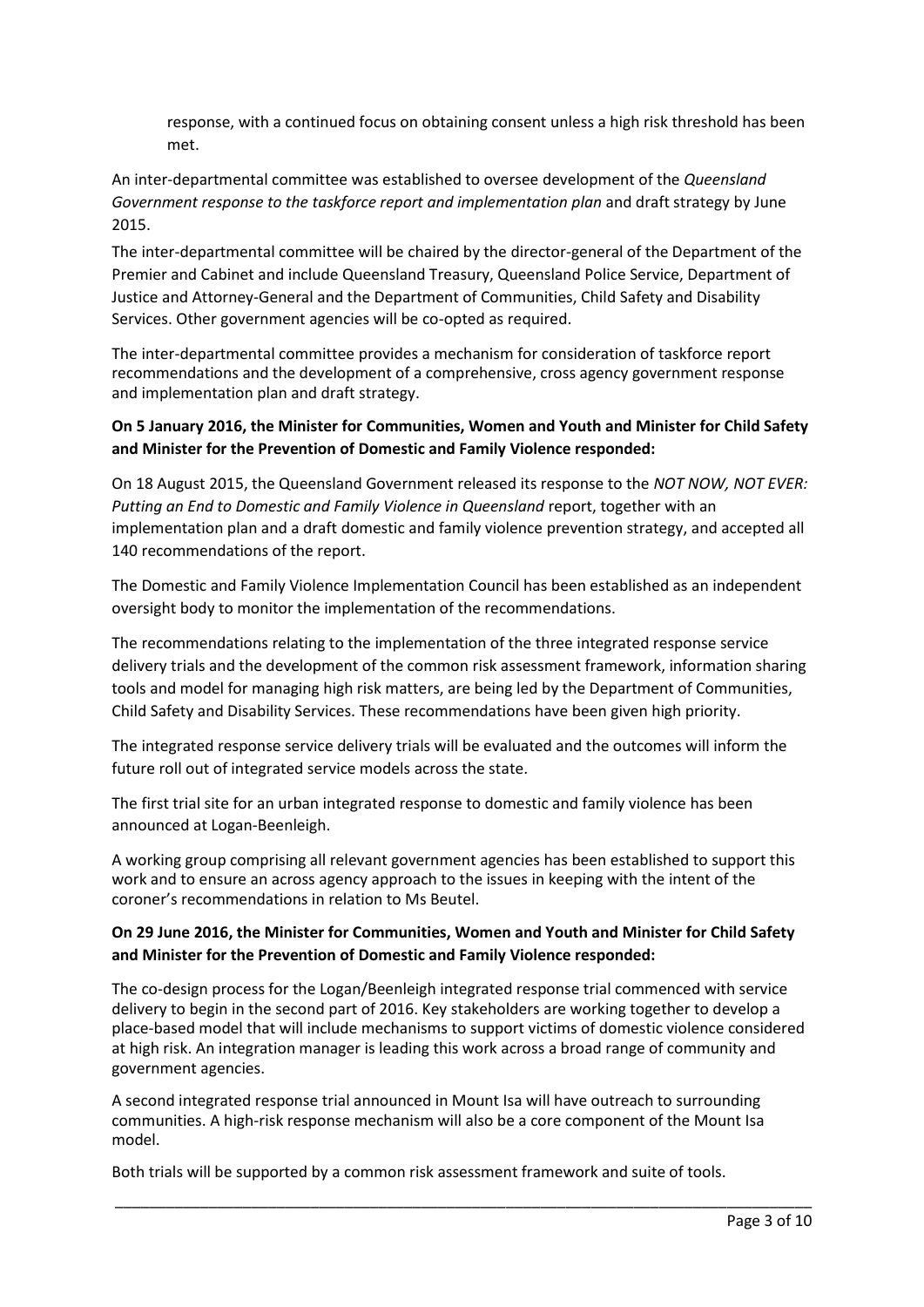response, with a continued focus on obtaining consent unless a high risk threshold has been met.

An inter-departmental committee was established to oversee development of the *Queensland Government response to the taskforce report and implementation plan* and draft strategy by June 2015.

The inter-departmental committee will be chaired by the director-general of the Department of the Premier and Cabinet and include Queensland Treasury, Queensland Police Service, Department of Justice and Attorney-General and the Department of Communities, Child Safety and Disability Services. Other government agencies will be co-opted as required.

The inter-departmental committee provides a mechanism for consideration of taskforce report recommendations and the development of a comprehensive, cross agency government response and implementation plan and draft strategy.

**On 5 January 2016, the Minister for Communities, Women and Youth and Minister for Child Safety and Minister for the Prevention of Domestic and Family Violence responded:**

On 18 August 2015, the Queensland Government released its response to the *NOT NOW, NOT EVER: Putting an End to Domestic and Family Violence in Queensland* report, together with an implementation plan and a draft domestic and family violence prevention strategy, and accepted all 140 recommendations of the report.

The Domestic and Family Violence Implementation Council has been established as an independent oversight body to monitor the implementation of the recommendations.

The recommendations relating to the implementation of the three integrated response service delivery trials and the development of the common risk assessment framework, information sharing tools and model for managing high risk matters, are being led by the Department of Communities, Child Safety and Disability Services. These recommendations have been given high priority.

The integrated response service delivery trials will be evaluated and the outcomes will inform the future roll out of integrated service models across the state.

The first trial site for an urban integrated response to domestic and family violence has been announced at Logan-Beenleigh.

A working group comprising all relevant government agencies has been established to support this work and to ensure an across agency approach to the issues in keeping with the intent of the coroner's recommendations in relation to Ms Beutel.

**On 29 June 2016, the Minister for Communities, Women and Youth and Minister for Child Safety and Minister for the Prevention of Domestic and Family Violence responded:**

The co-design process for the Logan/Beenleigh integrated response trial commenced with service delivery to begin in the second part of 2016. Key stakeholders are working together to develop a place-based model that will include mechanisms to support victims of domestic violence considered at high risk. An integration manager is leading this work across a broad range of community and government agencies.

A second integrated response trial announced in Mount Isa will have outreach to surrounding communities. A high-risk response mechanism will also be a core component of the Mount Isa model.

Both trials will be supported by a common risk assessment framework and suite of tools.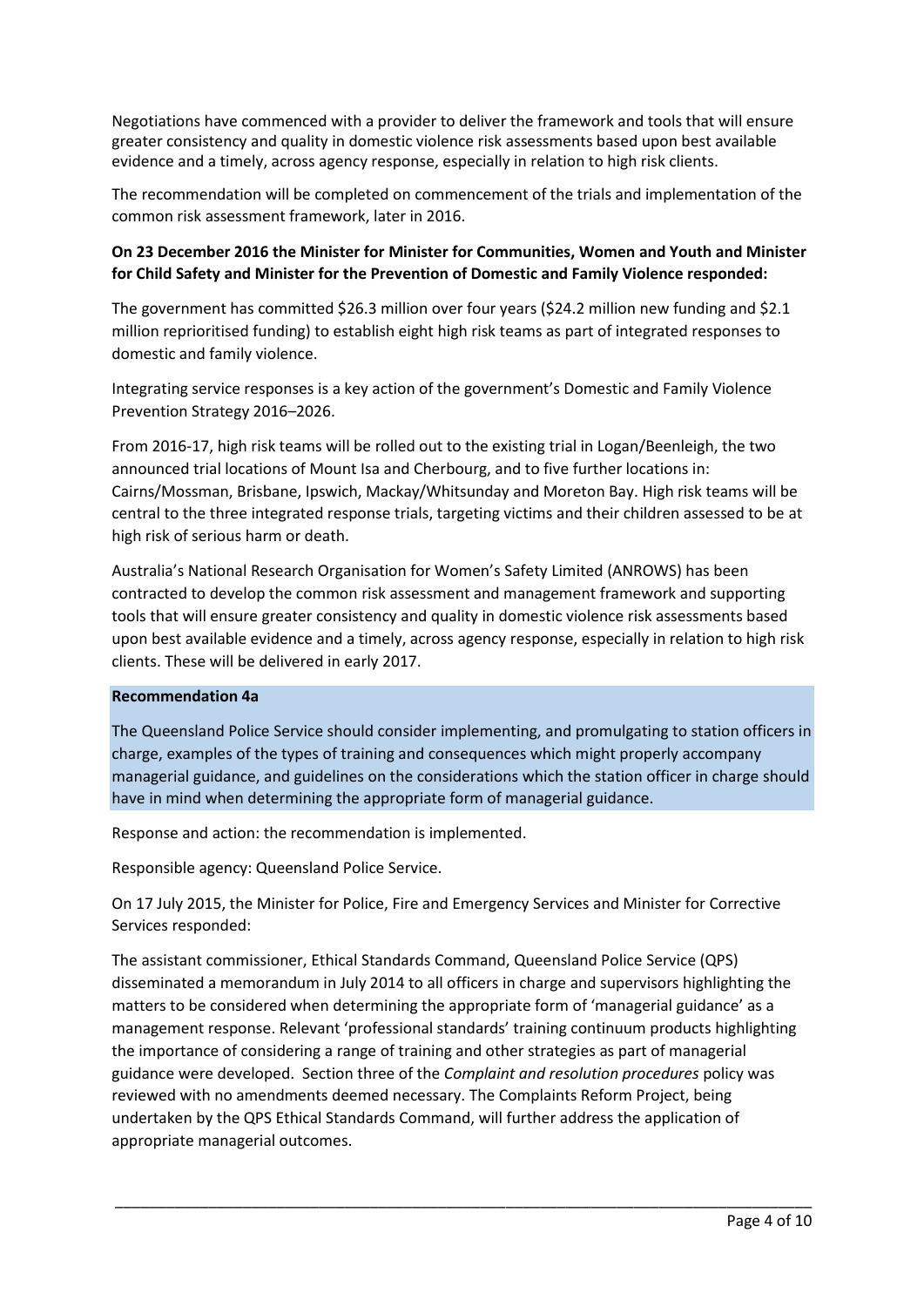Negotiations have commenced with a provider to deliver the framework and tools that will ensure greater consistency and quality in domestic violence risk assessments based upon best available evidence and a timely, across agency response, especially in relation to high risk clients.

The recommendation will be completed on commencement of the trials and implementation of the common risk assessment framework, later in 2016.

**On 23 December 2016 the Minister for Minister for Communities, Women and Youth and Minister for Child Safety and Minister for the Prevention of Domestic and Family Violence responded:**

The government has committed $26.3 million over four years ($24.2 million new funding and $2.1 million reprioritised funding) to establish eight high risk teams as part of integrated responses to domestic and family violence.

Integrating service responses is a key action of the government's Domestic and Family Violence Prevention Strategy 2016–2026.

From 2016-17, high risk teams will be rolled out to the existing trial in Logan/Beenleigh, the two announced trial locations of Mount Isa and Cherbourg, and to five further locations in: Cairns/Mossman, Brisbane, Ipswich, Mackay/Whitsunday and Moreton Bay. High risk teams will be central to the three integrated response trials, targeting victims and their children assessed to be at high risk of serious harm or death.

Australia's National Research Organisation for Women's Safety Limited (ANROWS) has been contracted to develop the common risk assessment and management framework and supporting tools that will ensure greater consistency and quality in domestic violence risk assessments based upon best available evidence and a timely, across agency response, especially in relation to high risk clients. These will be delivered in early 2017.

**Recommendation 4a**

The Queensland Police Service should consider implementing, and promulgating to station officers in charge, examples of the types of training and consequences which might properly accompany managerial guidance, and guidelines on the considerations which the station officer in charge should have in mind when determining the appropriate form of managerial guidance.

Response and action: the recommendation is implemented.

Responsible agency: Queensland Police Service.

On 17 July 2015, the Minister for Police, Fire and Emergency Services and Minister for Corrective Services responded:

The assistant commissioner, Ethical Standards Command, Queensland Police Service (QPS) disseminated a memorandum in July 2014 to all officers in charge and supervisors highlighting the matters to be considered when determining the appropriate form of 'managerial guidance' as a management response. Relevant 'professional standards' training continuum products highlighting the importance of considering a range of training and other strategies as part of managerial guidance were developed. Section three of the *Complaint and resolution procedures* policy was reviewed with no amendments deemed necessary. The Complaints Reform Project, being undertaken by the QPS Ethical Standards Command, will further address the application of appropriate managerial outcomes.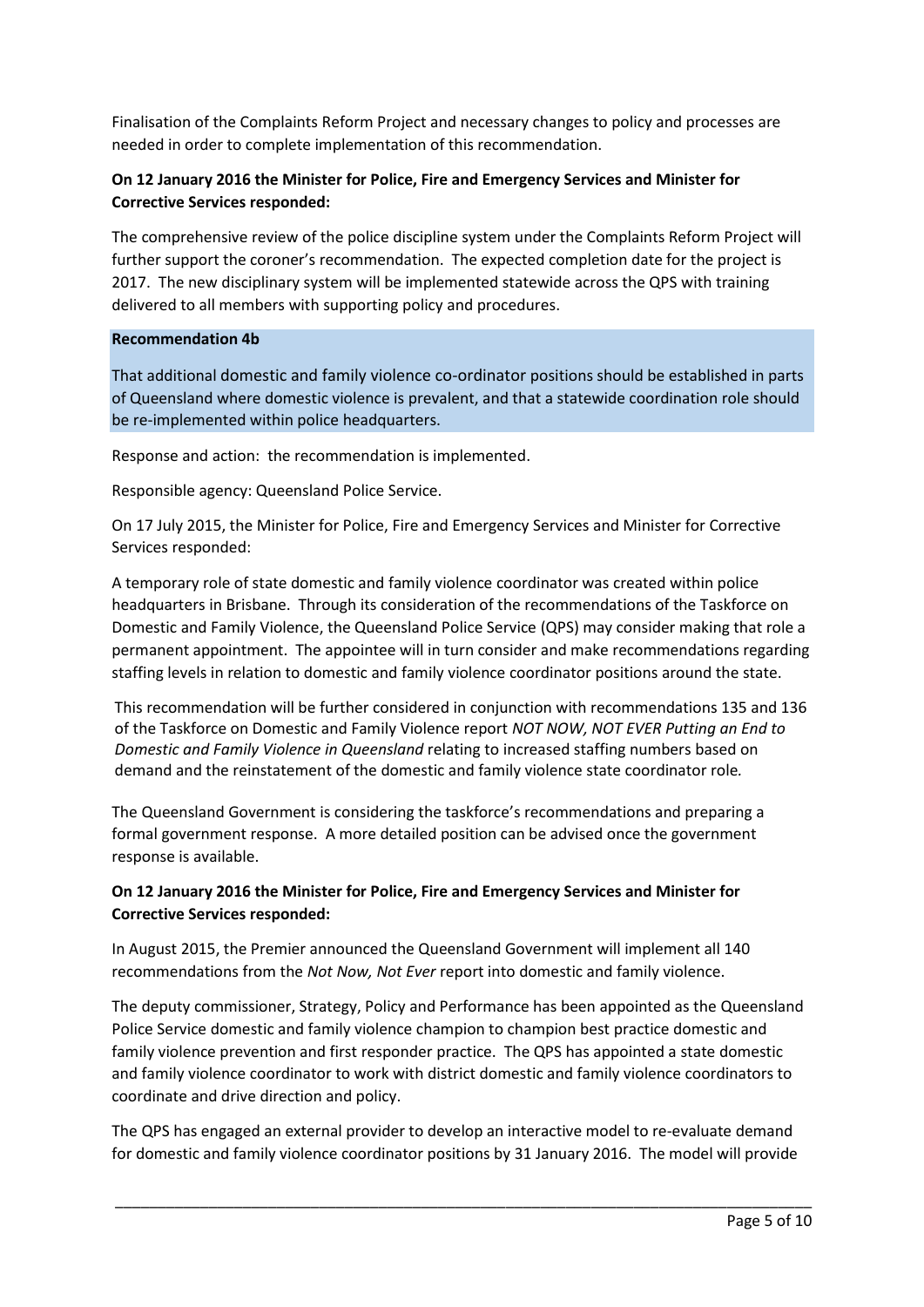Finalisation of the Complaints Reform Project and necessary changes to policy and processes are needed in order to complete implementation of this recommendation.

**On 12 January 2016 the Minister for Police, Fire and Emergency Services and Minister for Corrective Services responded:**

The comprehensive review of the police discipline system under the Complaints Reform Project will further support the coroner's recommendation. The expected completion date for the project is 2017. The new disciplinary system will be implemented statewide across the QPS with training delivered to all members with supporting policy and procedures.

**Recommendation 4b**

That additional domestic and family violence co-ordinator positions should be established in parts of Queensland where domestic violence is prevalent, and that a statewide coordination role should be re-implemented within police headquarters.

Response and action: the recommendation is implemented.

Responsible agency: Queensland Police Service.

On 17 July 2015, the Minister for Police, Fire and Emergency Services and Minister for Corrective Services responded:

A temporary role of state domestic and family violence coordinator was created within police headquarters in Brisbane. Through its consideration of the recommendations of the Taskforce on Domestic and Family Violence, the Queensland Police Service (QPS) may consider making that role a permanent appointment. The appointee will in turn consider and make recommendations regarding staffing levels in relation to domestic and family violence coordinator positions around the state.

This recommendation will be further considered in conjunction with recommendations 135 and 136 of the Taskforce on Domestic and Family Violence report *NOT NOW, NOT EVER Putting an End to Domestic and Family Violence in Queensland* relating to increased staffing numbers based on demand and the reinstatement of the domestic and family violence state coordinator role.

The Queensland Government is considering the taskforce's recommendations and preparing a formal government response. A more detailed position can be advised once the government response is available.

**On 12 January 2016 the Minister for Police, Fire and Emergency Services and Minister for Corrective Services responded:**

In August 2015, the Premier announced the Queensland Government will implement all 140 recommendations from the *Not Now, Not Ever* report into domestic and family violence.

The deputy commissioner, Strategy, Policy and Performance has been appointed as the Queensland Police Service domestic and family violence champion to champion best practice domestic and family violence prevention and first responder practice. The QPS has appointed a state domestic and family violence coordinator to work with district domestic and family violence coordinators to coordinate and drive direction and policy.

The QPS has engaged an external provider to develop an interactive model to re-evaluate demand for domestic and family violence coordinator positions by 31 January 2016. The model will provide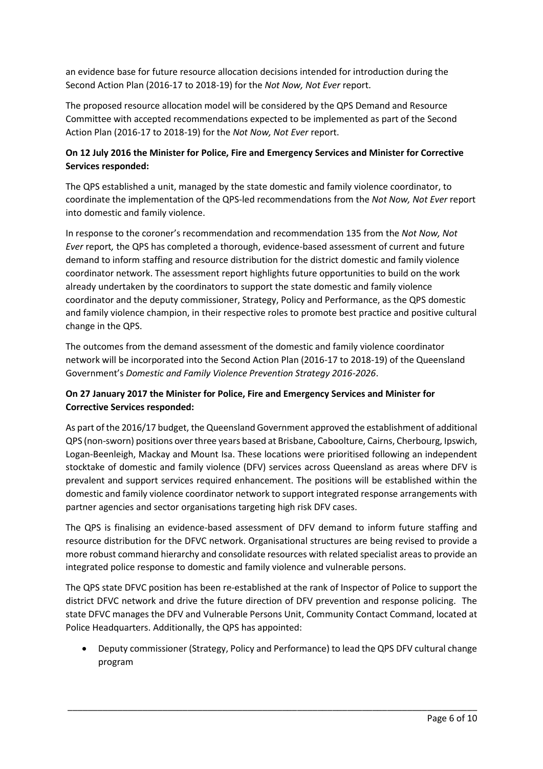an evidence base for future resource allocation decisions intended for introduction during the Second Action Plan (2016-17 to 2018-19) for the *Not Now, Not Ever* report.

The proposed resource allocation model will be considered by the QPS Demand and Resource Committee with accepted recommendations expected to be implemented as part of the Second Action Plan (2016-17 to 2018-19) for the *Not Now, Not Ever* report.

**On 12 July 2016 the Minister for Police, Fire and Emergency Services and Minister for Corrective Services responded:**

The QPS established a unit, managed by the state domestic and family violence coordinator, to coordinate the implementation of the QPS-led recommendations from the *Not Now, Not Ever* report into domestic and family violence.

In response to the coroner's recommendation and recommendation 135 from the *Not Now, Not Ever* report*,* the QPS has completed a thorough, evidence-based assessment of current and future demand to inform staffing and resource distribution for the district domestic and family violence coordinator network. The assessment report highlights future opportunities to build on the work already undertaken by the coordinators to support the state domestic and family violence coordinator and the deputy commissioner, Strategy, Policy and Performance, as the QPS domestic and family violence champion, in their respective roles to promote best practice and positive cultural change in the QPS.

The outcomes from the demand assessment of the domestic and family violence coordinator network will be incorporated into the Second Action Plan (2016-17 to 2018-19) of the Queensland Government's *Domestic and Family Violence Prevention Strategy 2016-2026*.

**On 27 January 2017 the Minister for Police, Fire and Emergency Services and Minister for Corrective Services responded:**

As part of the 2016/17 budget, the Queensland Government approved the establishment of additional QPS (non-sworn) positions over three years based at Brisbane, Caboolture, Cairns, Cherbourg, Ipswich, Logan-Beenleigh, Mackay and Mount Isa. These locations were prioritised following an independent stocktake of domestic and family violence (DFV) services across Queensland as areas where DFV is prevalent and support services required enhancement. The positions will be established within the domestic and family violence coordinator network to support integrated response arrangements with partner agencies and sector organisations targeting high risk DFV cases.

The QPS is finalising an evidence-based assessment of DFV demand to inform future staffing and resource distribution for the DFVC network. Organisational structures are being revised to provide a more robust command hierarchy and consolidate resources with related specialist areas to provide an integrated police response to domestic and family violence and vulnerable persons.

The QPS state DFVC position has been re-established at the rank of Inspector of Police to support the district DFVC network and drive the future direction of DFV prevention and response policing. The state DFVC manages the DFV and Vulnerable Persons Unit, Community Contact Command, located at Police Headquarters. Additionally, the QPS has appointed:

- Deputy commissioner (Strategy, Policy and Performance) to lead the QPS DFV cultural change program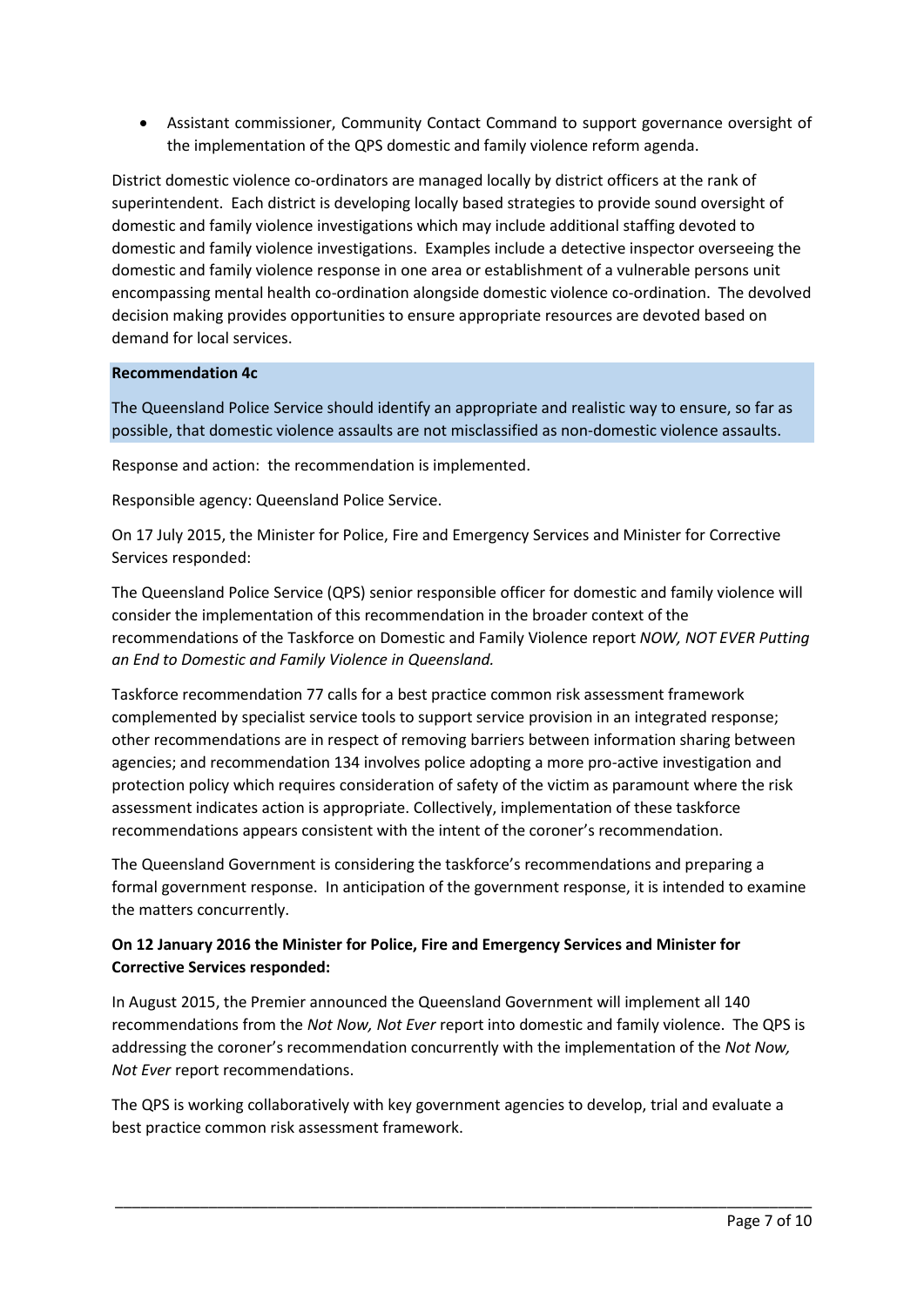- Assistant commissioner, Community Contact Command to support governance oversight of the implementation of the QPS domestic and family violence reform agenda.

District domestic violence co-ordinators are managed locally by district officers at the rank of superintendent. Each district is developing locally based strategies to provide sound oversight of domestic and family violence investigations which may include additional staffing devoted to domestic and family violence investigations. Examples include a detective inspector overseeing the domestic and family violence response in one area or establishment of a vulnerable persons unit encompassing mental health co-ordination alongside domestic violence co-ordination. The devolved decision making provides opportunities to ensure appropriate resources are devoted based on demand for local services.

**Recommendation 4c**

The Queensland Police Service should identify an appropriate and realistic way to ensure, so far as possible, that domestic violence assaults are not misclassified as non-domestic violence assaults.

Response and action: the recommendation is implemented.

Responsible agency: Queensland Police Service.

On 17 July 2015, the Minister for Police, Fire and Emergency Services and Minister for Corrective Services responded:

The Queensland Police Service (QPS) senior responsible officer for domestic and family violence will consider the implementation of this recommendation in the broader context of the recommendations of the Taskforce on Domestic and Family Violence report *NOW, NOT EVER Putting an End to Domestic and Family Violence in Queensland.*

Taskforce recommendation 77 calls for a best practice common risk assessment framework complemented by specialist service tools to support service provision in an integrated response; other recommendations are in respect of removing barriers between information sharing between agencies; and recommendation 134 involves police adopting a more pro-active investigation and protection policy which requires consideration of safety of the victim as paramount where the risk assessment indicates action is appropriate. Collectively, implementation of these taskforce recommendations appears consistent with the intent of the coroner's recommendation.

The Queensland Government is considering the taskforce's recommendations and preparing a formal government response. In anticipation of the government response, it is intended to examine the matters concurrently.

**On 12 January 2016 the Minister for Police, Fire and Emergency Services and Minister for Corrective Services responded:**

In August 2015, the Premier announced the Queensland Government will implement all 140 recommendations from the *Not Now, Not Ever* report into domestic and family violence. The QPS is addressing the coroner's recommendation concurrently with the implementation of the *Not Now, Not Ever* report recommendations.

The QPS is working collaboratively with key government agencies to develop, trial and evaluate a best practice common risk assessment framework.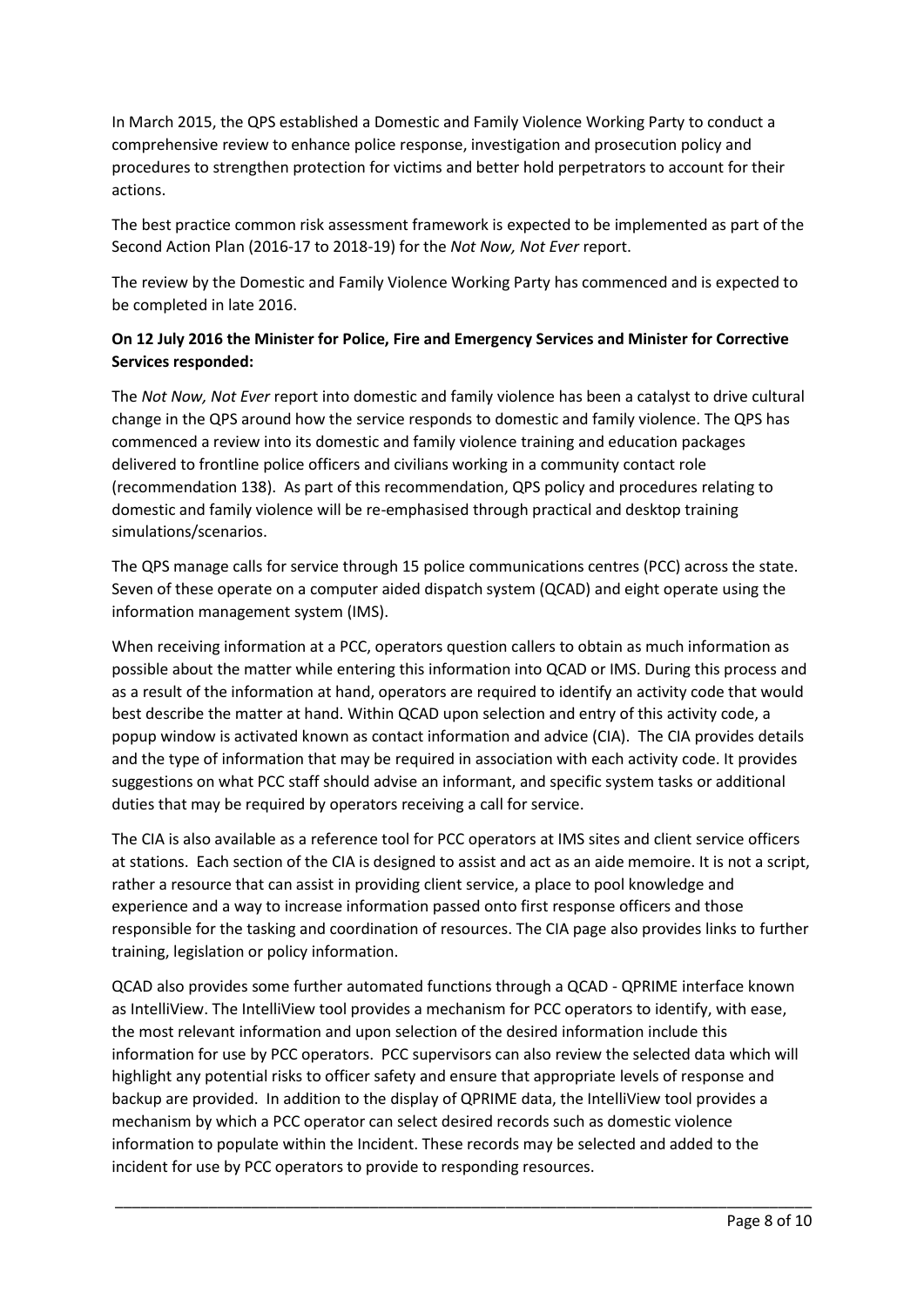In March 2015, the QPS established a Domestic and Family Violence Working Party to conduct a comprehensive review to enhance police response, investigation and prosecution policy and procedures to strengthen protection for victims and better hold perpetrators to account for their actions.

The best practice common risk assessment framework is expected to be implemented as part of the Second Action Plan (2016-17 to 2018-19) for the *Not Now, Not Ever* report.

The review by the Domestic and Family Violence Working Party has commenced and is expected to be completed in late 2016.

**On 12 July 2016 the Minister for Police, Fire and Emergency Services and Minister for Corrective Services responded:**

The *Not Now, Not Ever* report into domestic and family violence has been a catalyst to drive cultural change in the QPS around how the service responds to domestic and family violence. The QPS has commenced a review into its domestic and family violence training and education packages delivered to frontline police officers and civilians working in a community contact role (recommendation 138). As part of this recommendation, QPS policy and procedures relating to domestic and family violence will be re-emphasised through practical and desktop training simulations/scenarios.

The QPS manage calls for service through 15 police communications centres (PCC) across the state. Seven of these operate on a computer aided dispatch system (QCAD) and eight operate using the information management system (IMS).

When receiving information at a PCC, operators question callers to obtain as much information as possible about the matter while entering this information into QCAD or IMS. During this process and as a result of the information at hand, operators are required to identify an activity code that would best describe the matter at hand. Within QCAD upon selection and entry of this activity code, a popup window is activated known as contact information and advice (CIA). The CIA provides details and the type of information that may be required in association with each activity code. It provides suggestions on what PCC staff should advise an informant, and specific system tasks or additional duties that may be required by operators receiving a call for service.

The CIA is also available as a reference tool for PCC operators at IMS sites and client service officers at stations. Each section of the CIA is designed to assist and act as an aide memoire. It is not a script, rather a resource that can assist in providing client service, a place to pool knowledge and experience and a way to increase information passed onto first response officers and those responsible for the tasking and coordination of resources. The CIA page also provides links to further training, legislation or policy information.

QCAD also provides some further automated functions through a QCAD - QPRIME interface known as IntelliView. The IntelliView tool provides a mechanism for PCC operators to identify, with ease, the most relevant information and upon selection of the desired information include this information for use by PCC operators. PCC supervisors can also review the selected data which will highlight any potential risks to officer safety and ensure that appropriate levels of response and backup are provided. In addition to the display of QPRIME data, the IntelliView tool provides a mechanism by which a PCC operator can select desired records such as domestic violence information to populate within the Incident. These records may be selected and added to the incident for use by PCC operators to provide to responding resources.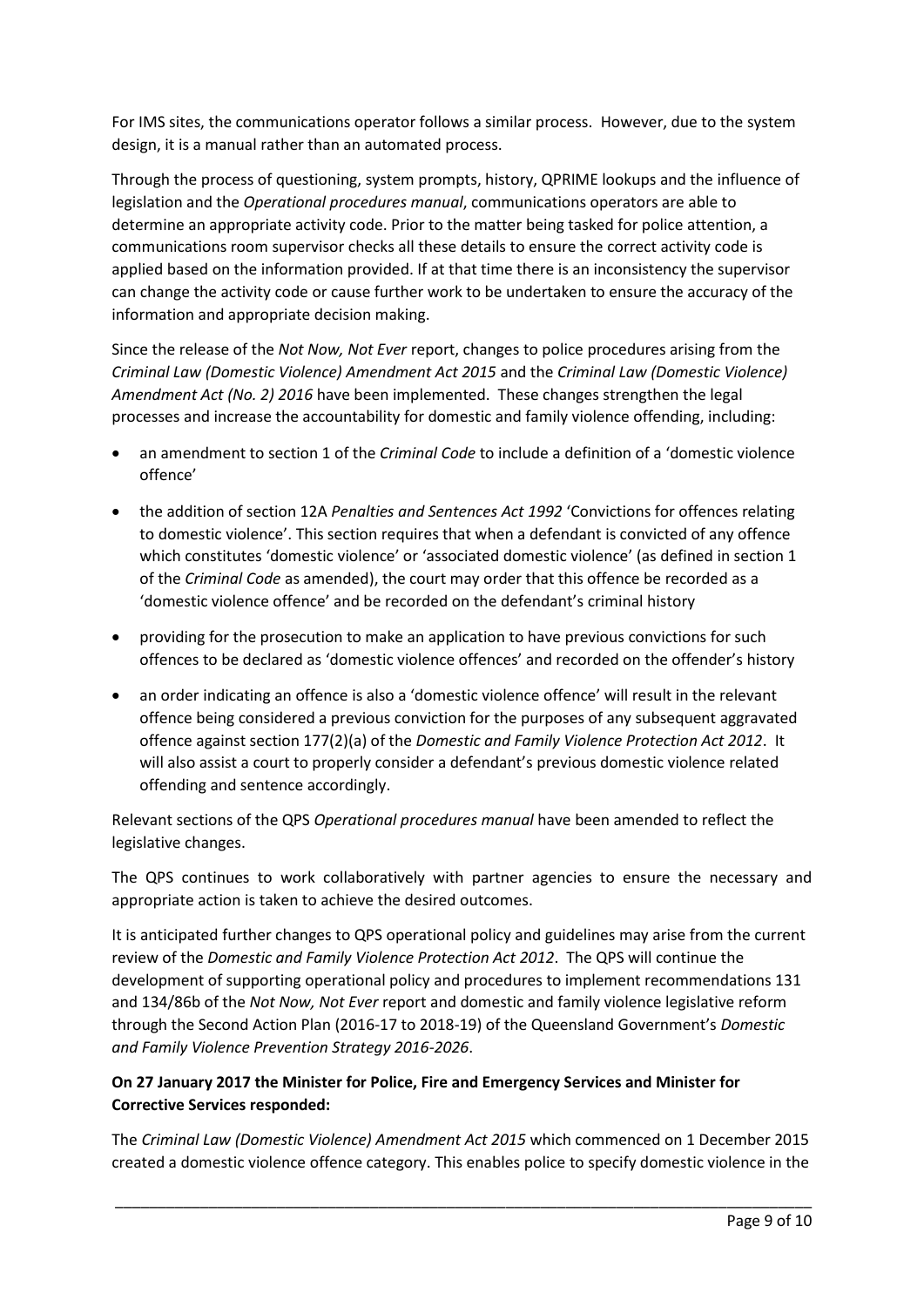For IMS sites, the communications operator follows a similar process. However, due to the system design, it is a manual rather than an automated process.

Through the process of questioning, system prompts, history, QPRIME lookups and the influence of legislation and the *Operational procedures manual*, communications operators are able to determine an appropriate activity code. Prior to the matter being tasked for police attention, a communications room supervisor checks all these details to ensure the correct activity code is applied based on the information provided. If at that time there is an inconsistency the supervisor can change the activity code or cause further work to be undertaken to ensure the accuracy of the information and appropriate decision making.

Since the release of the *Not Now, Not Ever* report, changes to police procedures arising from the *Criminal Law (Domestic Violence) Amendment Act 2015* and the *Criminal Law (Domestic Violence) Amendment Act (No. 2) 2016* have been implemented. These changes strengthen the legal processes and increase the accountability for domestic and family violence offending, including:

- an amendment to section 1 of the *Criminal Code* to include a definition of a 'domestic violence offence'
- the addition of section 12A *Penalties and Sentences Act 1992* 'Convictions for offences relating to domestic violence'. This section requires that when a defendant is convicted of any offence which constitutes 'domestic violence' or 'associated domestic violence' (as defined in section 1 of the *Criminal Code* as amended), the court may order that this offence be recorded as a 'domestic violence offence' and be recorded on the defendant's criminal history
- providing for the prosecution to make an application to have previous convictions for such offences to be declared as 'domestic violence offences' and recorded on the offender's history
- an order indicating an offence is also a 'domestic violence offence' will result in the relevant offence being considered a previous conviction for the purposes of any subsequent aggravated offence against section 177(2)(a) of the *Domestic and Family Violence Protection Act 2012*. It will also assist a court to properly consider a defendant's previous domestic violence related offending and sentence accordingly.

Relevant sections of the QPS *Operational procedures manual* have been amended to reflect the legislative changes.

The QPS continues to work collaboratively with partner agencies to ensure the necessary and appropriate action is taken to achieve the desired outcomes.

It is anticipated further changes to QPS operational policy and guidelines may arise from the current review of the *Domestic and Family Violence Protection Act 2012*. The QPS will continue the development of supporting operational policy and procedures to implement recommendations 131 and 134/86b of the *Not Now, Not Ever* report and domestic and family violence legislative reform through the Second Action Plan (2016-17 to 2018-19) of the Queensland Government's *Domestic and Family Violence Prevention Strategy 2016-2026*.

**On 27 January 2017 the Minister for Police, Fire and Emergency Services and Minister for Corrective Services responded:**

The *Criminal Law (Domestic Violence) Amendment Act 2015* which commenced on 1 December 2015 created a domestic violence offence category. This enables police to specify domestic violence in the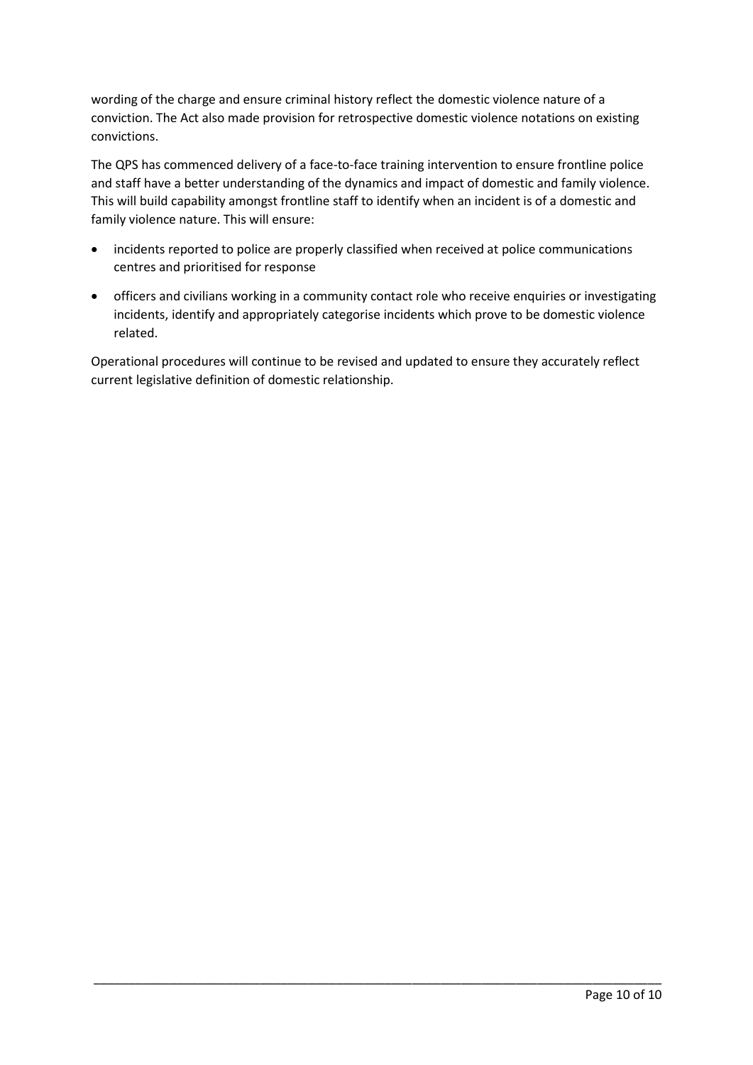wording of the charge and ensure criminal history reflect the domestic violence nature of a conviction. The Act also made provision for retrospective domestic violence notations on existing convictions.

The QPS has commenced delivery of a face-to-face training intervention to ensure frontline police and staff have a better understanding of the dynamics and impact of domestic and family violence. This will build capability amongst frontline staff to identify when an incident is of a domestic and family violence nature. This will ensure:

- incidents reported to police are properly classified when received at police communications centres and prioritised for response
- officers and civilians working in a community contact role who receive enquiries or investigating incidents, identify and appropriately categorise incidents which prove to be domestic violence related.

Operational procedures will continue to be revised and updated to ensure they accurately reflect current legislative definition of domestic relationship.